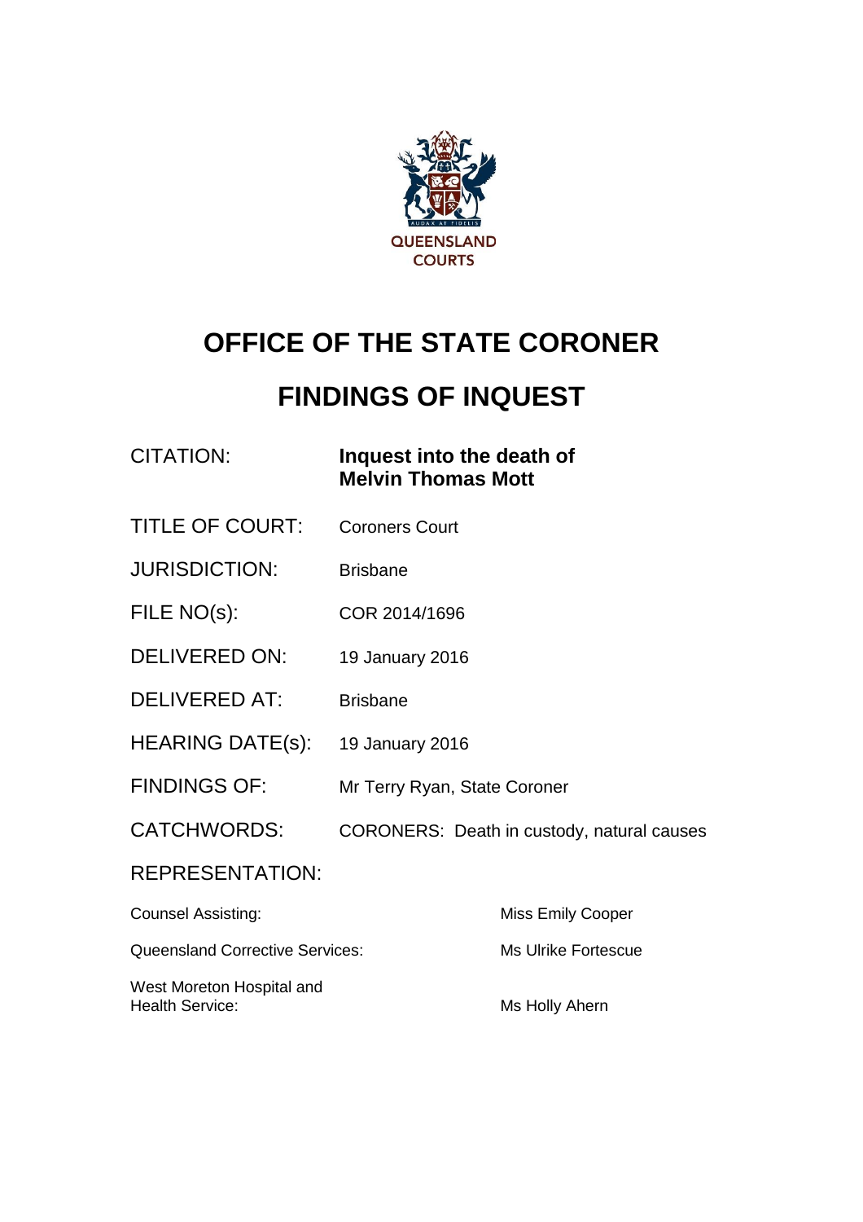QUEENSLAND COURTS

# OFFICE OF THE STATE CORONER

# FINDINGS OF INQUEST

| | |
|---|---|
| CITATION: | **Inquest into the death of Melvin Thomas Mott** |
| TITLE OF COURT: | Coroners Court |
| JURISDICTION: | Brisbane |
| FILE NO(s): | COR 2014/1696 |
| DELIVERED ON: | 19 January 2016 |
| DELIVERED AT: | Brisbane |
| HEARING DATE(s): | 19 January 2016 |
| FINDINGS OF: | Mr Terry Ryan, State Coroner |
| CATCHWORDS: | CORONERS: Death in custody, natural causes |

REPRESENTATION:

| | |
|---|---|
| Counsel Assisting: | Miss Emily Cooper |
| Queensland Corrective Services: | Ms Ulrike Fortescue |
| West Moreton Hospital and Health Service: | Ms Holly Ahern |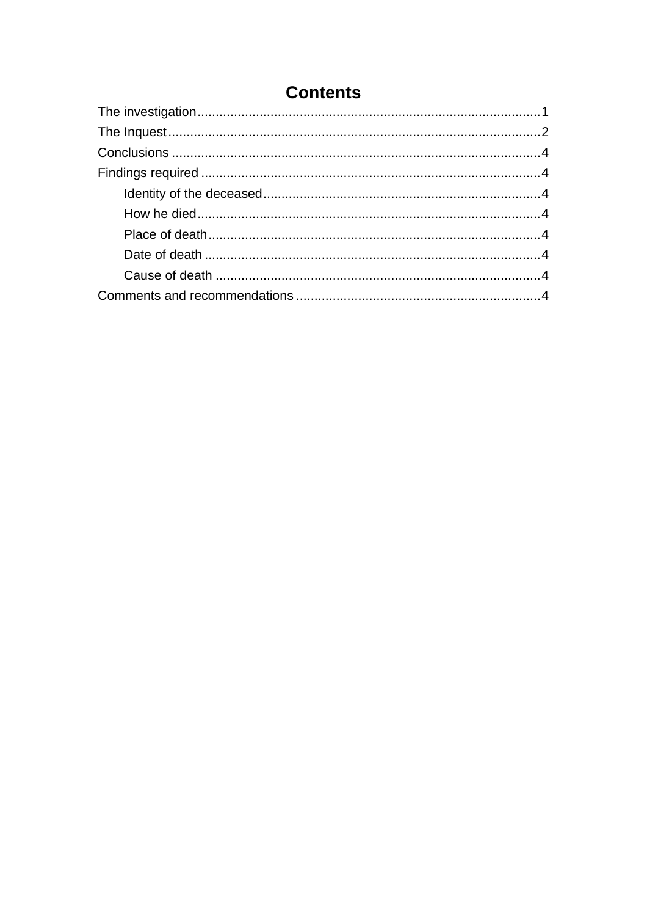# Contents

The investigation ............................................................................................ 1
The Inquest ..................................................................................................... 2
Conclusions .................................................................................................... 4
Findings required ............................................................................................ 4
    Identity of the deceased ........................................................................... 4
    How he died ............................................................................................. 4
    Place of death ........................................................................................... 4
    Date of death ............................................................................................ 4
    Cause of death ......................................................................................... 4
Comments and recommendations .................................................................. 4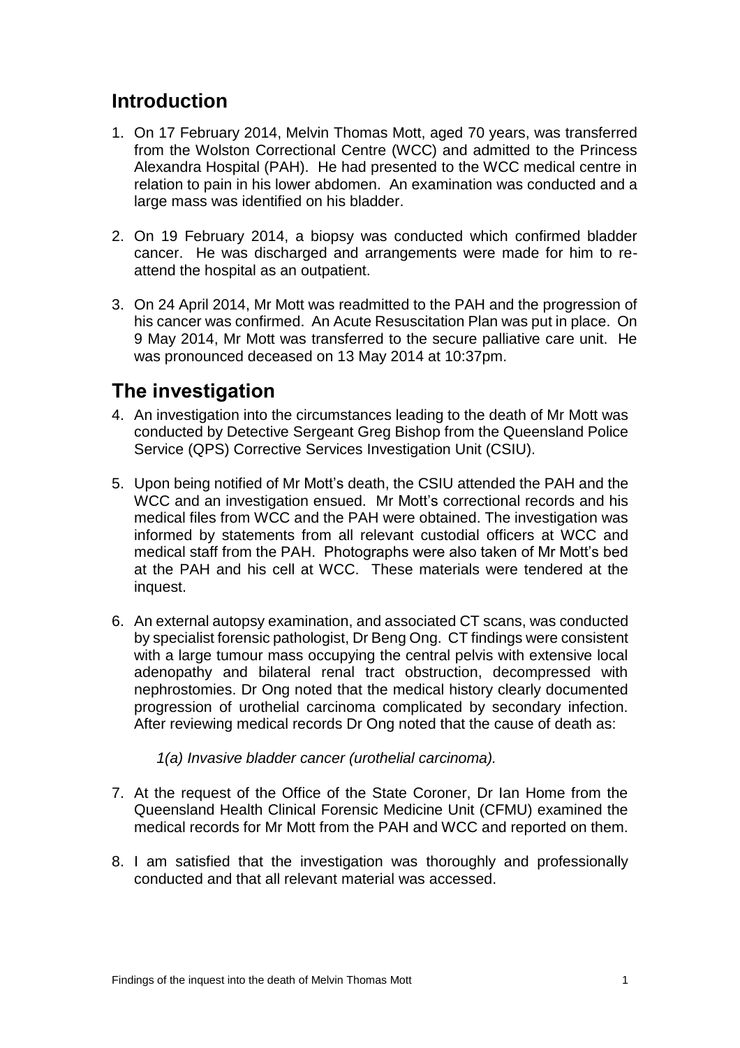## Introduction

1. On 17 February 2014, Melvin Thomas Mott, aged 70 years, was transferred from the Wolston Correctional Centre (WCC) and admitted to the Princess Alexandra Hospital (PAH). He had presented to the WCC medical centre in relation to pain in his lower abdomen. An examination was conducted and a large mass was identified on his bladder.

2. On 19 February 2014, a biopsy was conducted which confirmed bladder cancer. He was discharged and arrangements were made for him to re-attend the hospital as an outpatient.

3. On 24 April 2014, Mr Mott was readmitted to the PAH and the progression of his cancer was confirmed. An Acute Resuscitation Plan was put in place. On 9 May 2014, Mr Mott was transferred to the secure palliative care unit. He was pronounced deceased on 13 May 2014 at 10:37pm.

## The investigation

4. An investigation into the circumstances leading to the death of Mr Mott was conducted by Detective Sergeant Greg Bishop from the Queensland Police Service (QPS) Corrective Services Investigation Unit (CSIU).

5. Upon being notified of Mr Mott's death, the CSIU attended the PAH and the WCC and an investigation ensued. Mr Mott's correctional records and his medical files from WCC and the PAH were obtained. The investigation was informed by statements from all relevant custodial officers at WCC and medical staff from the PAH. Photographs were also taken of Mr Mott's bed at the PAH and his cell at WCC. These materials were tendered at the inquest.

6. An external autopsy examination, and associated CT scans, was conducted by specialist forensic pathologist, Dr Beng Ong. CT findings were consistent with a large tumour mass occupying the central pelvis with extensive local adenopathy and bilateral renal tract obstruction, decompressed with nephrostomies. Dr Ong noted that the medical history clearly documented progression of urothelial carcinoma complicated by secondary infection. After reviewing medical records Dr Ong noted that the cause of death as:

   *1(a) Invasive bladder cancer (urothelial carcinoma).*

7. At the request of the Office of the State Coroner, Dr Ian Home from the Queensland Health Clinical Forensic Medicine Unit (CFMU) examined the medical records for Mr Mott from the PAH and WCC and reported on them.

8. I am satisfied that the investigation was thoroughly and professionally conducted and that all relevant material was accessed.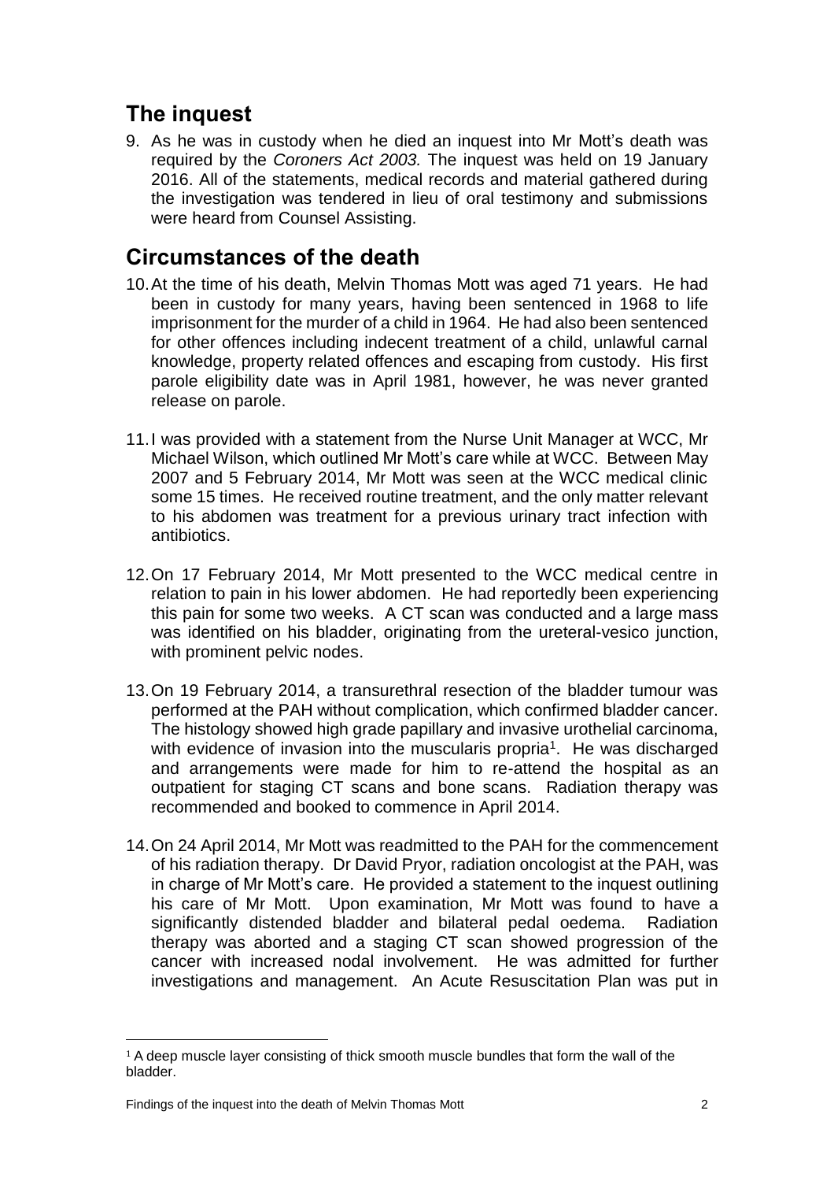## The inquest

9. As he was in custody when he died an inquest into Mr Mott's death was required by the *Coroners Act 2003.* The inquest was held on 19 January 2016. All of the statements, medical records and material gathered during the investigation was tendered in lieu of oral testimony and submissions were heard from Counsel Assisting.

## Circumstances of the death

10. At the time of his death, Melvin Thomas Mott was aged 71 years. He had been in custody for many years, having been sentenced in 1968 to life imprisonment for the murder of a child in 1964. He had also been sentenced for other offences including indecent treatment of a child, unlawful carnal knowledge, property related offences and escaping from custody. His first parole eligibility date was in April 1981, however, he was never granted release on parole.

11. I was provided with a statement from the Nurse Unit Manager at WCC, Mr Michael Wilson, which outlined Mr Mott's care while at WCC. Between May 2007 and 5 February 2014, Mr Mott was seen at the WCC medical clinic some 15 times. He received routine treatment, and the only matter relevant to his abdomen was treatment for a previous urinary tract infection with antibiotics.

12. On 17 February 2014, Mr Mott presented to the WCC medical centre in relation to pain in his lower abdomen. He had reportedly been experiencing this pain for some two weeks. A CT scan was conducted and a large mass was identified on his bladder, originating from the ureteral-vesico junction, with prominent pelvic nodes.

13. On 19 February 2014, a transurethral resection of the bladder tumour was performed at the PAH without complication, which confirmed bladder cancer. The histology showed high grade papillary and invasive urothelial carcinoma, with evidence of invasion into the muscularis propria[1]. He was discharged and arrangements were made for him to re-attend the hospital as an outpatient for staging CT scans and bone scans. Radiation therapy was recommended and booked to commence in April 2014.

14. On 24 April 2014, Mr Mott was readmitted to the PAH for the commencement of his radiation therapy. Dr David Pryor, radiation oncologist at the PAH, was in charge of Mr Mott's care. He provided a statement to the inquest outlining his care of Mr Mott. Upon examination, Mr Mott was found to have a significantly distended bladder and bilateral pedal oedema. Radiation therapy was aborted and a staging CT scan showed progression of the cancer with increased nodal involvement. He was admitted for further investigations and management. An Acute Resuscitation Plan was put in

[1] A deep muscle layer consisting of thick smooth muscle bundles that form the wall of the bladder.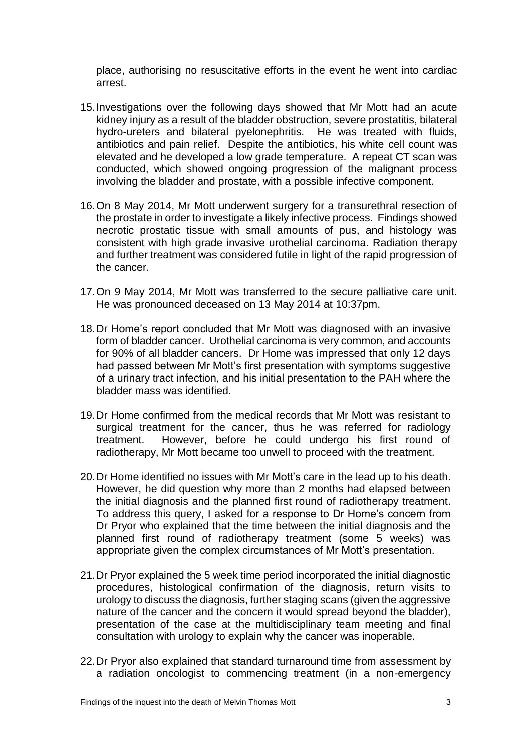place, authorising no resuscitative efforts in the event he went into cardiac arrest.

15. Investigations over the following days showed that Mr Mott had an acute kidney injury as a result of the bladder obstruction, severe prostatitis, bilateral hydro-ureters and bilateral pyelonephritis. He was treated with fluids, antibiotics and pain relief. Despite the antibiotics, his white cell count was elevated and he developed a low grade temperature. A repeat CT scan was conducted, which showed ongoing progression of the malignant process involving the bladder and prostate, with a possible infective component.

16. On 8 May 2014, Mr Mott underwent surgery for a transurethral resection of the prostate in order to investigate a likely infective process. Findings showed necrotic prostatic tissue with small amounts of pus, and histology was consistent with high grade invasive urothelial carcinoma. Radiation therapy and further treatment was considered futile in light of the rapid progression of the cancer.

17. On 9 May 2014, Mr Mott was transferred to the secure palliative care unit. He was pronounced deceased on 13 May 2014 at 10:37pm.

18. Dr Home's report concluded that Mr Mott was diagnosed with an invasive form of bladder cancer. Urothelial carcinoma is very common, and accounts for 90% of all bladder cancers. Dr Home was impressed that only 12 days had passed between Mr Mott's first presentation with symptoms suggestive of a urinary tract infection, and his initial presentation to the PAH where the bladder mass was identified.

19. Dr Home confirmed from the medical records that Mr Mott was resistant to surgical treatment for the cancer, thus he was referred for radiology treatment. However, before he could undergo his first round of radiotherapy, Mr Mott became too unwell to proceed with the treatment.

20. Dr Home identified no issues with Mr Mott's care in the lead up to his death. However, he did question why more than 2 months had elapsed between the initial diagnosis and the planned first round of radiotherapy treatment. To address this query, I asked for a response to Dr Home's concern from Dr Pryor who explained that the time between the initial diagnosis and the planned first round of radiotherapy treatment (some 5 weeks) was appropriate given the complex circumstances of Mr Mott's presentation.

21. Dr Pryor explained the 5 week time period incorporated the initial diagnostic procedures, histological confirmation of the diagnosis, return visits to urology to discuss the diagnosis, further staging scans (given the aggressive nature of the cancer and the concern it would spread beyond the bladder), presentation of the case at the multidisciplinary team meeting and final consultation with urology to explain why the cancer was inoperable.

22. Dr Pryor also explained that standard turnaround time from assessment by a radiation oncologist to commencing treatment (in a non-emergency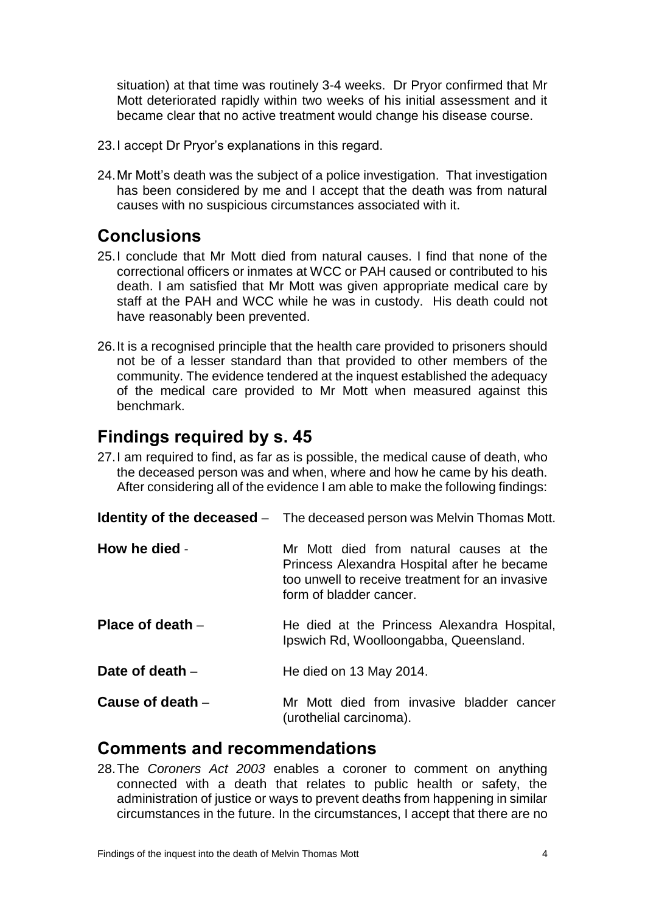situation) at that time was routinely 3-4 weeks. Dr Pryor confirmed that Mr Mott deteriorated rapidly within two weeks of his initial assessment and it became clear that no active treatment would change his disease course.

23. I accept Dr Pryor's explanations in this regard.

24. Mr Mott's death was the subject of a police investigation. That investigation has been considered by me and I accept that the death was from natural causes with no suspicious circumstances associated with it.

## Conclusions

25. I conclude that Mr Mott died from natural causes. I find that none of the correctional officers or inmates at WCC or PAH caused or contributed to his death. I am satisfied that Mr Mott was given appropriate medical care by staff at the PAH and WCC while he was in custody. His death could not have reasonably been prevented.

26. It is a recognised principle that the health care provided to prisoners should not be of a lesser standard than that provided to other members of the community. The evidence tendered at the inquest established the adequacy of the medical care provided to Mr Mott when measured against this benchmark.

## Findings required by s. 45

27. I am required to find, as far as is possible, the medical cause of death, who the deceased person was and when, where and how he came by his death. After considering all of the evidence I am able to make the following findings:

**Identity of the deceased** – The deceased person was Melvin Thomas Mott.

**How he died** - Mr Mott died from natural causes at the Princess Alexandra Hospital after he became too unwell to receive treatment for an invasive form of bladder cancer.

**Place of death** – He died at the Princess Alexandra Hospital, Ipswich Rd, Woolloongabba, Queensland.

**Date of death** – He died on 13 May 2014.

**Cause of death** – Mr Mott died from invasive bladder cancer (urothelial carcinoma).

## Comments and recommendations

28. The *Coroners Act 2003* enables a coroner to comment on anything connected with a death that relates to public health or safety, the administration of justice or ways to prevent deaths from happening in similar circumstances in the future. In the circumstances, I accept that there are no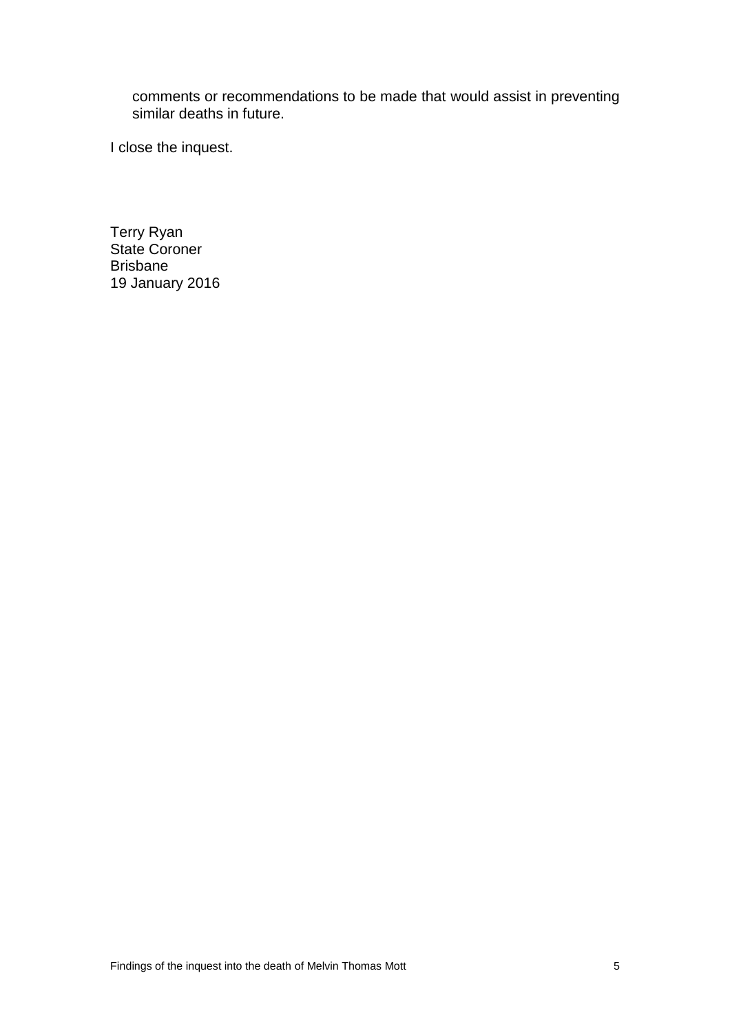comments or recommendations to be made that would assist in preventing similar deaths in future.

I close the inquest.

Terry Ryan
State Coroner
Brisbane
19 January 2016